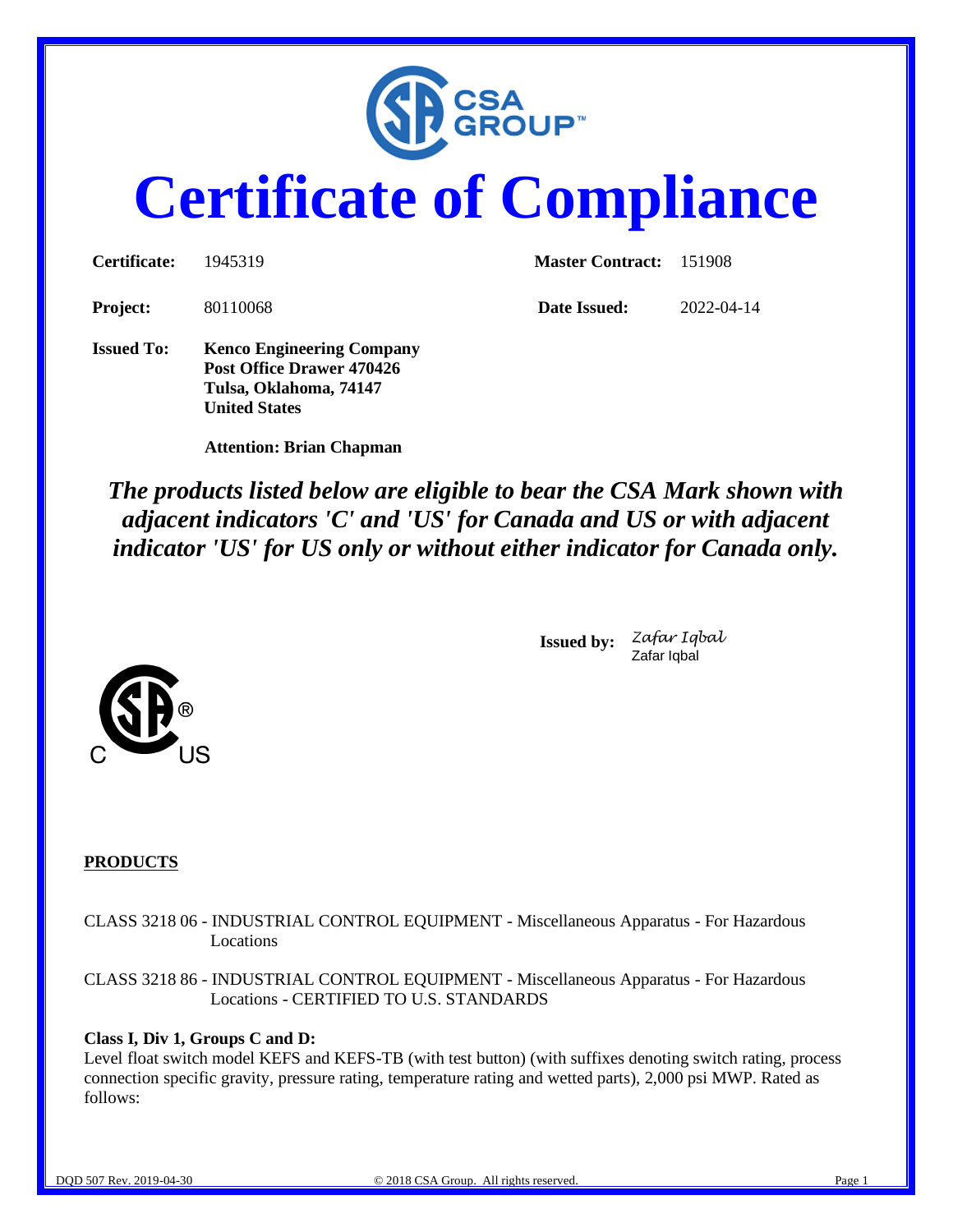# Certificate of Compliance

**Certificate:** 1945319 **Master Contract:** 151908

**Project:** 80110068 **Date Issued:** 2022-04-14

**Issued To:** **Kenco Engineering Company**
**Post Office Drawer 470426**
**Tulsa, Oklahoma, 74147**
**United States**

**Attention: Brian Chapman**

***The products listed below are eligible to bear the CSA Mark shown with adjacent indicators 'C' and 'US' for Canada and US or with adjacent indicator 'US' for US only or without either indicator for Canada only.***

**Issued by:** *Zafar Iqbal*
Zafar Iqbal

C US

**PRODUCTS**

CLASS 3218 06 - INDUSTRIAL CONTROL EQUIPMENT - Miscellaneous Apparatus - For Hazardous Locations

CLASS 3218 86 - INDUSTRIAL CONTROL EQUIPMENT - Miscellaneous Apparatus - For Hazardous Locations - CERTIFIED TO U.S. STANDARDS

**Class I, Div 1, Groups C and D:**
Level float switch model KEFS and KEFS-TB (with test button) (with suffixes denoting switch rating, process connection specific gravity, pressure rating, temperature rating and wetted parts), 2,000 psi MWP. Rated as follows: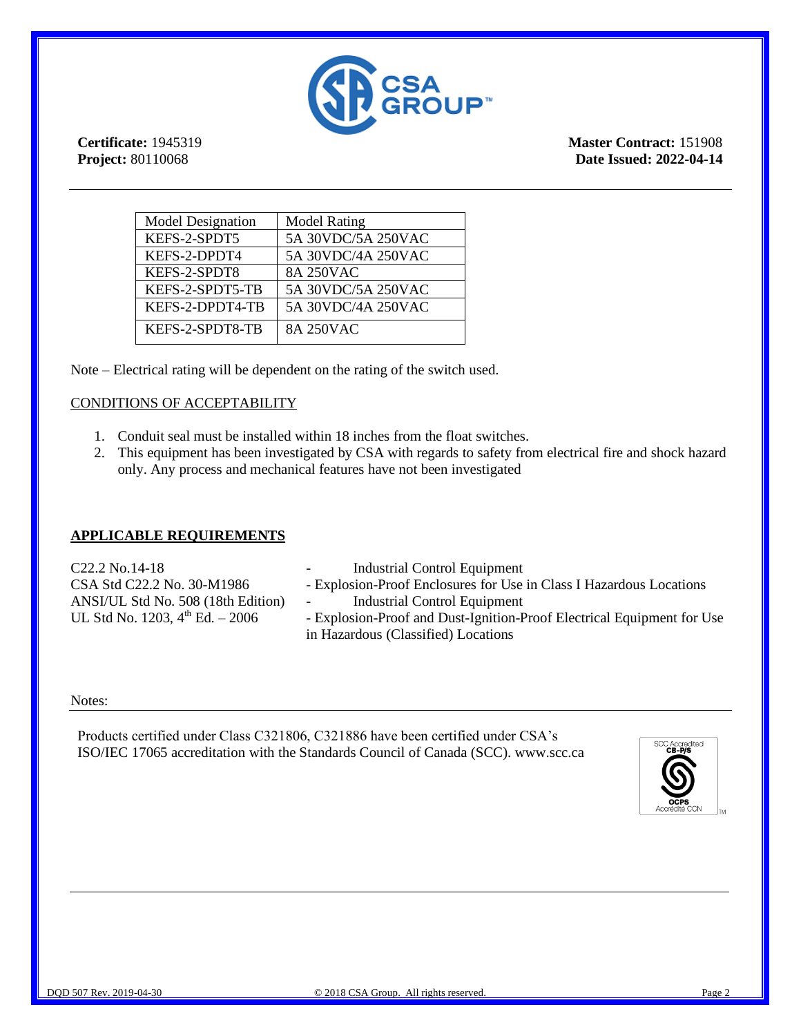**Certificate:** 1945319
**Project:** 80110068

**Master Contract:** 151908
**Date Issued: 2022-04-14**

| Model Designation | Model Rating |
|---|---|
| KEFS-2-SPDT5 | 5A 30VDC/5A 250VAC |
| KEFS-2-DPDT4 | 5A 30VDC/4A 250VAC |
| KEFS-2-SPDT8 | 8A 250VAC |
| KEFS-2-SPDT5-TB | 5A 30VDC/5A 250VAC |
| KEFS-2-DPDT4-TB | 5A 30VDC/4A 250VAC |
| KEFS-2-SPDT8-TB | 8A 250VAC |

Note – Electrical rating will be dependent on the rating of the switch used.

CONDITIONS OF ACCEPTABILITY

1. Conduit seal must be installed within 18 inches from the float switches.
2. This equipment has been investigated by CSA with regards to safety from electrical fire and shock hazard only. Any process and mechanical features have not been investigated

## APPLICABLE REQUIREMENTS

C22.2 No.14-18 - Industrial Control Equipment
CSA Std C22.2 No. 30-M1986 - Explosion-Proof Enclosures for Use in Class I Hazardous Locations
ANSI/UL Std No. 508 (18th Edition) - Industrial Control Equipment
UL Std No. 1203, 4th Ed. – 2006 - Explosion-Proof and Dust-Ignition-Proof Electrical Equipment for Use in Hazardous (Classified) Locations

Notes:

Products certified under Class C321806, C321886 have been certified under CSA's ISO/IEC 17065 accreditation with the Standards Council of Canada (SCC). www.scc.ca

SCC Accredited CB-P/S OCPS Accrédité CCN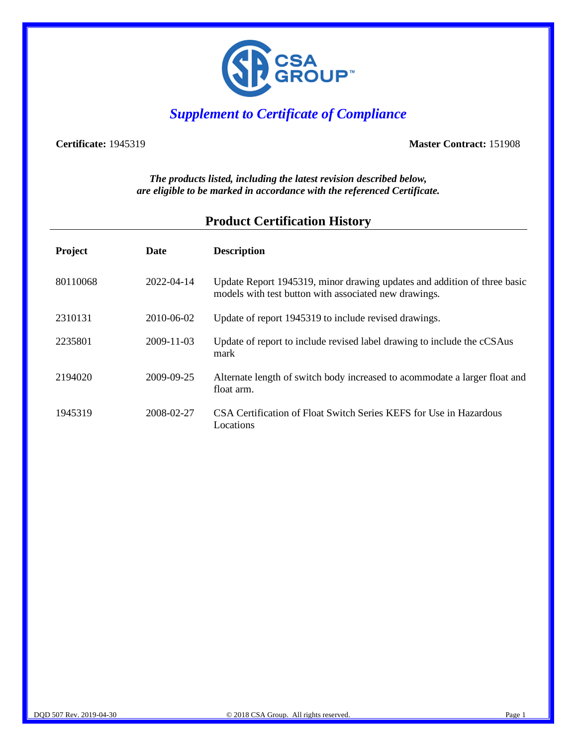# *Supplement to Certificate of Compliance*

**Certificate:** 1945319 **Master Contract:** 151908

***The products listed, including the latest revision described below, are eligible to be marked in accordance with the referenced Certificate.***

## Product Certification History

| Project | Date | Description |
|---|---|---|
| 80110068 | 2022-04-14 | Update Report 1945319, minor drawing updates and addition of three basic models with test button with associated new drawings. |
| 2310131 | 2010-06-02 | Update of report 1945319 to include revised drawings. |
| 2235801 | 2009-11-03 | Update of report to include revised label drawing to include the cCSAus mark |
| 2194020 | 2009-09-25 | Alternate length of switch body increased to acommodate a larger float and float arm. |
| 1945319 | 2008-02-27 | CSA Certification of Float Switch Series KEFS for Use in Hazardous Locations |

DQD 507 Rev. 2019-04-30 © 2018 CSA Group. All rights reserved.